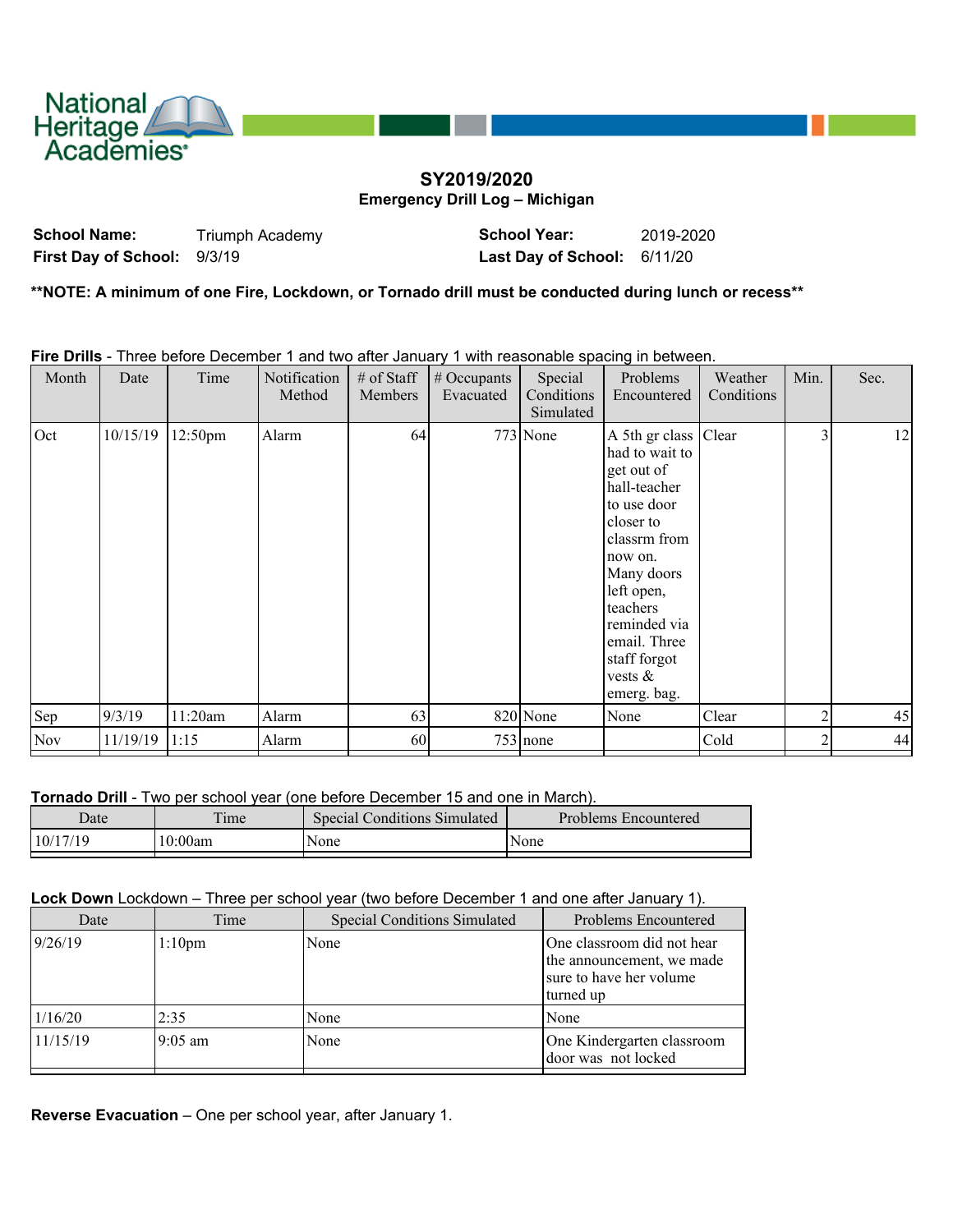National Heritage Academies

## SY2019/2020

### Emergency Drill Log – Michigan

**School Name:** Triumph Academy **School Year:** 2019-2020

**First Day of School:** 9/3/19 **Last Day of School:** 6/11/20

**\*\*NOTE: A minimum of one Fire, Lockdown, or Tornado drill must be conducted during lunch or recess\*\***

**Fire Drills** - Three before December 1 and two after January 1 with reasonable spacing in between.

| Month | Date | Time | Notification Method | # of Staff Members | # Occupants Evacuated | Special Conditions Simulated | Problems Encountered | Weather Conditions | Min. | Sec. |
|---|---|---|---|---|---|---|---|---|---|---|
| Oct | 10/15/19 | 12:50pm | Alarm | 64 | 773 | None | A 5th gr class had to wait to get out of hall-teacher to use door closer to classrm from now on. Many doors left open, teachers reminded via email. Three staff forgot vests & emerg. bag. | Clear | 3 | 12 |
| Sep | 9/3/19 | 11:20am | Alarm | 63 | 820 | None | None | Clear | 2 | 45 |
| Nov | 11/19/19 | 1:15 | Alarm | 60 | 753 | none | | Cold | 2 | 44 |

**Tornado Drill** - Two per school year (one before December 15 and one in March).

| Date | Time | Special Conditions Simulated | Problems Encountered |
|---|---|---|---|
| 10/17/19 | 10:00am | None | None |

**Lock Down** Lockdown – Three per school year (two before December 1 and one after January 1).

| Date | Time | Special Conditions Simulated | Problems Encountered |
|---|---|---|---|
| 9/26/19 | 1:10pm | None | One classroom did not hear the announcement, we made sure to have her volume turned up |
| 1/16/20 | 2:35 | None | None |
| 11/15/19 | 9:05 am | None | One Kindergarten classroom door was not locked |

**Reverse Evacuation** – One per school year, after January 1.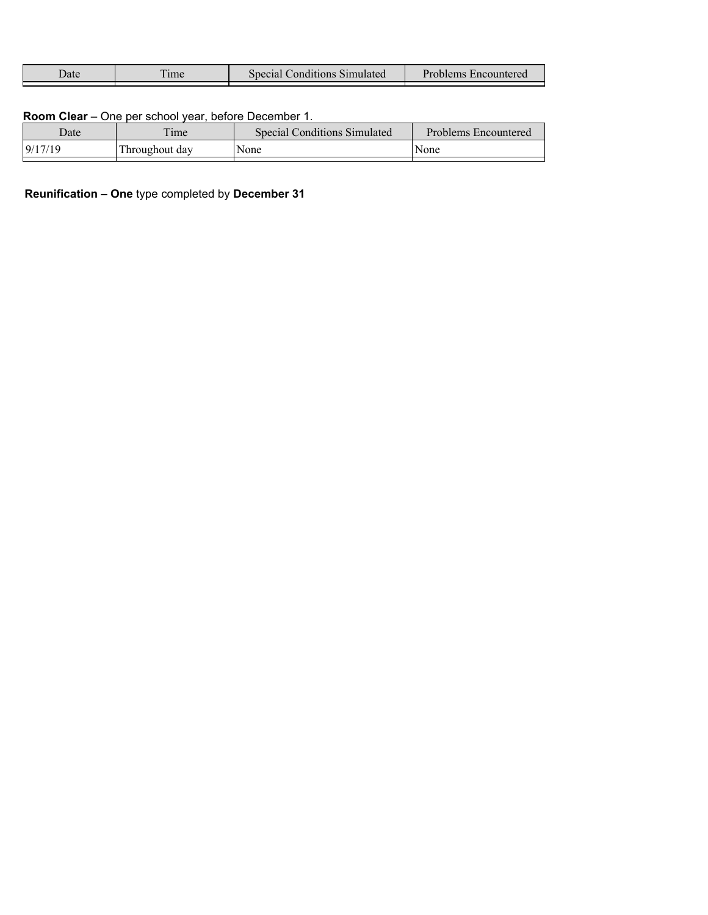| Date | Time | Special Conditions Simulated | Problems Encountered |
| --- | --- | --- | --- |
| | | | |

**Room Clear** – One per school year, before December 1.

| Date | Time | Special Conditions Simulated | Problems Encountered |
| --- | --- | --- | --- |
| 9/17/19 | Throughout day | None | None |
| | | | |

**Reunification – One** type completed by **December 31**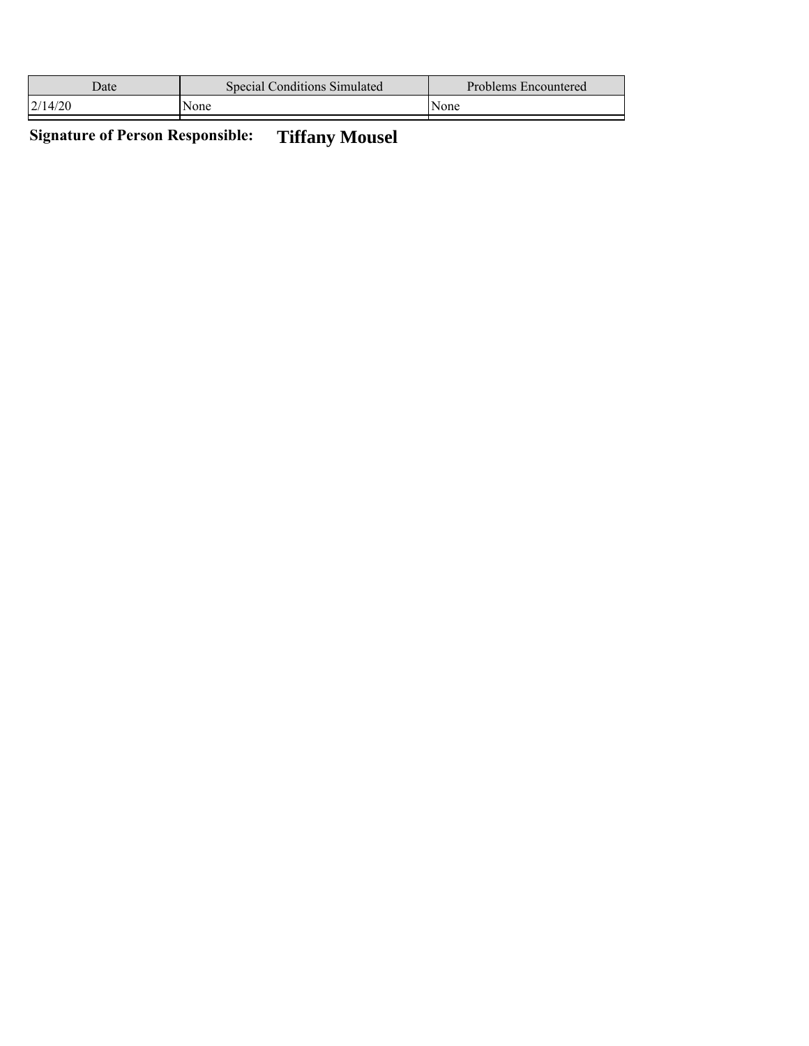| Date | Special Conditions Simulated | Problems Encountered |
|---|---|---|
| 2/14/20 | None | None |

**Signature of Person Responsible:** **Tiffany Mousel**